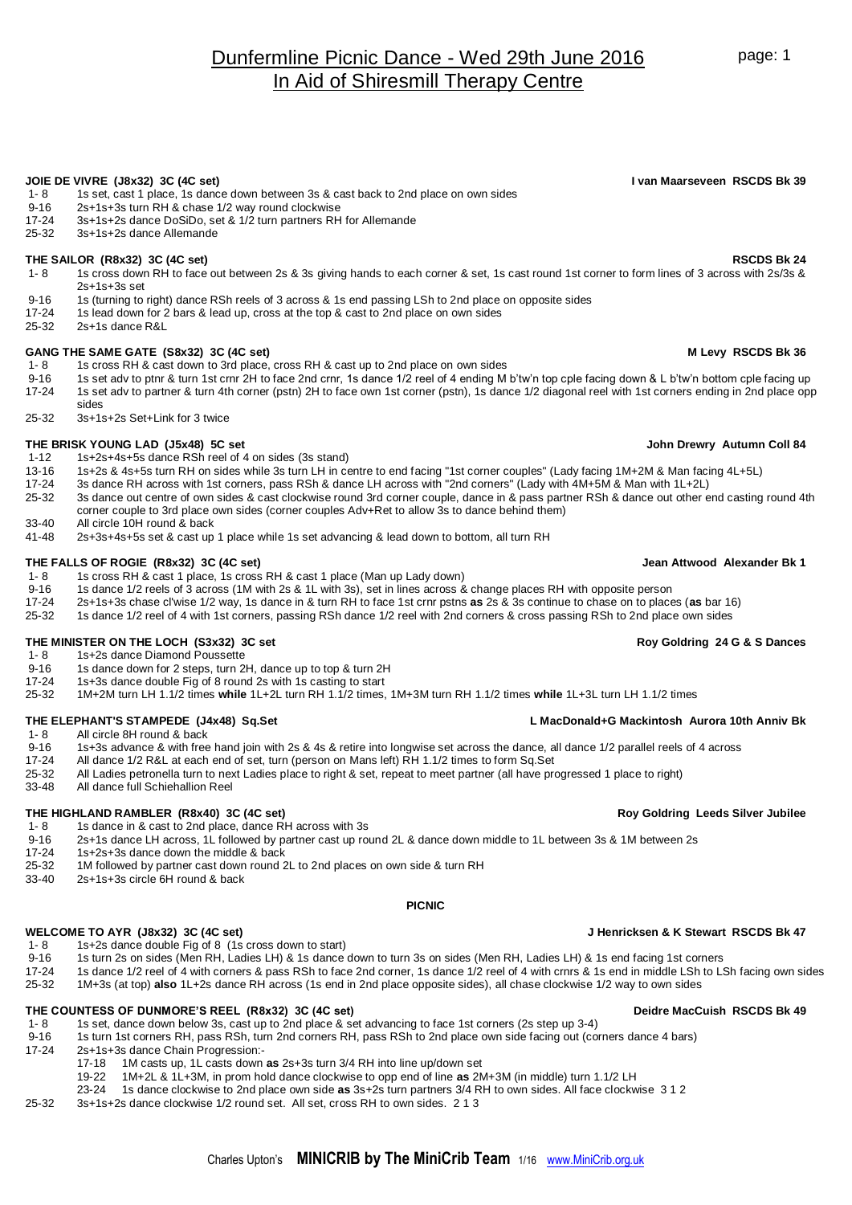# Dunfermline Picnic Dance - Wed 29th June 2016
## In Aid of Shiresmill Therapy Centre

**JOIE DE VIVRE (J8x32) 3C (4C set)** **I van Maarseveen RSCDS Bk 39**

- 1- 8 1s set, cast 1 place, 1s dance down between 3s & cast back to 2nd place on own sides
- 9-16 2s+1s+3s turn RH & chase 1/2 way round clockwise
- 17-24 3s+1s+2s dance DoSiDo, set & 1/2 turn partners RH for Allemande
- 25-32 3s+1s+2s dance Allemande

**THE SAILOR (R8x32) 3C (4C set)** **RSCDS Bk 24**

- 1- 8 1s cross down RH to face out between 2s & 3s giving hands to each corner & set, 1s cast round 1st corner to form lines of 3 across with 2s/3s & 2s+1s+3s set
- 9-16 1s (turning to right) dance RSh reels of 3 across & 1s end passing LSh to 2nd place on opposite sides
- 17-24 1s lead down for 2 bars & lead up, cross at the top & cast to 2nd place on own sides
- 25-32 2s+1s dance R&L

**GANG THE SAME GATE (S8x32) 3C (4C set)** **M Levy RSCDS Bk 36**

- 1- 8 1s cross RH & cast down to 3rd place, cross RH & cast up to 2nd place on own sides
- 9-16 1s set adv to ptnr & turn 1st crnr 2H to face 2nd crnr, 1s dance 1/2 reel of 4 ending M b'tw'n top cple facing down & L b'tw'n bottom cple facing up
- 17-24 1s set adv to partner & turn 4th corner (pstn) 2H to face own 1st corner (pstn), 1s dance 1/2 diagonal reel with 1st corners ending in 2nd place opp sides
- 25-32 3s+1s+2s Set+Link for 3 twice

**THE BRISK YOUNG LAD (J5x48) 5C set** **John Drewry Autumn Coll 84**

- 1-12 1s+2s+4s+5s dance RSh reel of 4 on sides (3s stand)
- 13-16 1s+2s & 4s+5s turn RH on sides while 3s turn LH in centre to end facing "1st corner couples" (Lady facing 1M+2M & Man facing 4L+5L)
- 17-24 3s dance RH across with 1st corners, pass RSh & dance LH across with "2nd corners" (Lady with 4M+5M & Man with 1L+2L)
- 25-32 3s dance out centre of own sides & cast clockwise round 3rd corner couple, dance in & pass partner RSh & dance out other end casting round 4th corner couple to 3rd place own sides (corner couples Adv+Ret to allow 3s to dance behind them)
- 33-40 All circle 10H round & back
- 41-48 2s+3s+4s+5s set & cast up 1 place while 1s set advancing & lead down to bottom, all turn RH

**THE FALLS OF ROGIE (R8x32) 3C (4C set)** **Jean Attwood Alexander Bk 1**

- 1- 8 1s cross RH & cast 1 place, 1s cross RH & cast 1 place (Man up Lady down)
- 9-16 1s dance 1/2 reels of 3 across (1M with 2s & 1L with 3s), set in lines across & change places RH with opposite person
- 17-24 2s+1s+3s chase cl'wise 1/2 way, 1s dance in & turn RH to face 1st crnr pstns **as** 2s & 3s continue to chase on to places (**as** bar 16)
- 25-32 1s dance 1/2 reel of 4 with 1st corners, passing RSh dance 1/2 reel with 2nd corners & cross passing RSh to 2nd place own sides

**THE MINISTER ON THE LOCH (S3x32) 3C set** **Roy Goldring 24 G & S Dances**

- 1- 8 1s+2s dance Diamond Poussette
- 9-16 1s dance down for 2 steps, turn 2H, dance up to top & turn 2H
- 17-24 1s+3s dance double Fig of 8 round 2s with 1s casting to start
- 25-32 1M+2M turn LH 1.1/2 times **while** 1L+2L turn RH 1.1/2 times, 1M+3M turn RH 1.1/2 times **while** 1L+3L turn LH 1.1/2 times

**THE ELEPHANT'S STAMPEDE (J4x48) Sq.Set** **L MacDonald+G Mackintosh Aurora 10th Anniv Bk**

- 1- 8 All circle 8H round & back
- 9-16 1s+3s advance & with free hand join with 2s & 4s & retire into longwise set across the dance, all dance 1/2 parallel reels of 4 across
- 17-24 All dance 1/2 R&L at each end of set, turn (person on Mans left) RH 1.1/2 times to form Sq.Set
- 25-32 All Ladies petronella turn to next Ladies place to right & set, repeat to meet partner (all have progressed 1 place to right)
- 33-48 All dance full Schiehallion Reel

**THE HIGHLAND RAMBLER (R8x40) 3C (4C set)** **Roy Goldring Leeds Silver Jubilee**

- 1- 8 1s dance in & cast to 2nd place, dance RH across with 3s
- 9-16 2s+1s dance LH across, 1L followed by partner cast up round 2L & dance down middle to 1L between 3s & 1M between 2s
- 17-24 1s+2s+3s dance down the middle & back
- 25-32 1M followed by partner cast down round 2L to 2nd places on own side & turn RH
- 33-40 2s+1s+3s circle 6H round & back

**PICNIC**

**WELCOME TO AYR (J8x32) 3C (4C set)** **J Henricksen & K Stewart RSCDS Bk 47**

- 1- 8 1s+2s dance double Fig of 8 (1s cross down to start)
- 9-16 1s turn 2s on sides (Men RH, Ladies LH) & 1s dance down to turn 3s on sides (Men RH, Ladies LH) & 1s end facing 1st corners
- 17-24 1s dance 1/2 reel of 4 with corners & pass RSh to face 2nd corner, 1s dance 1/2 reel of 4 with crnrs & 1s end in middle LSh to LSh facing own sides
- 25-32 1M+3s (at top) **also** 1L+2s dance RH across (1s end in 2nd place opposite sides), all chase clockwise 1/2 way to own sides

**THE COUNTESS OF DUNMORE'S REEL (R8x32) 3C (4C set)** **Deidre MacCuish RSCDS Bk 49**

- 1- 8 1s set, dance down below 3s, cast up to 2nd place & set advancing to face 1st corners (2s step up 3-4)
- 9-16 1s turn 1st corners RH, pass RSh, turn 2nd corners RH, pass RSh to 2nd place own side facing out (corners dance 4 bars)
- 17-24 2s+1s+3s dance Chain Progression:-
  - 17-18 1M casts up, 1L casts down **as** 2s+3s turn 3/4 RH into line up/down set
  - 19-22 1M+2L & 1L+3M, in prom hold dance clockwise to opp end of line **as** 2M+3M (in middle) turn 1.1/2 LH
  - 23-24 1s dance clockwise to 2nd place own side **as** 3s+2s turn partners 3/4 RH to own sides. All face clockwise 3 1 2
- 25-32 3s+1s+2s dance clockwise 1/2 round set. All set, cross RH to own sides. 2 1 3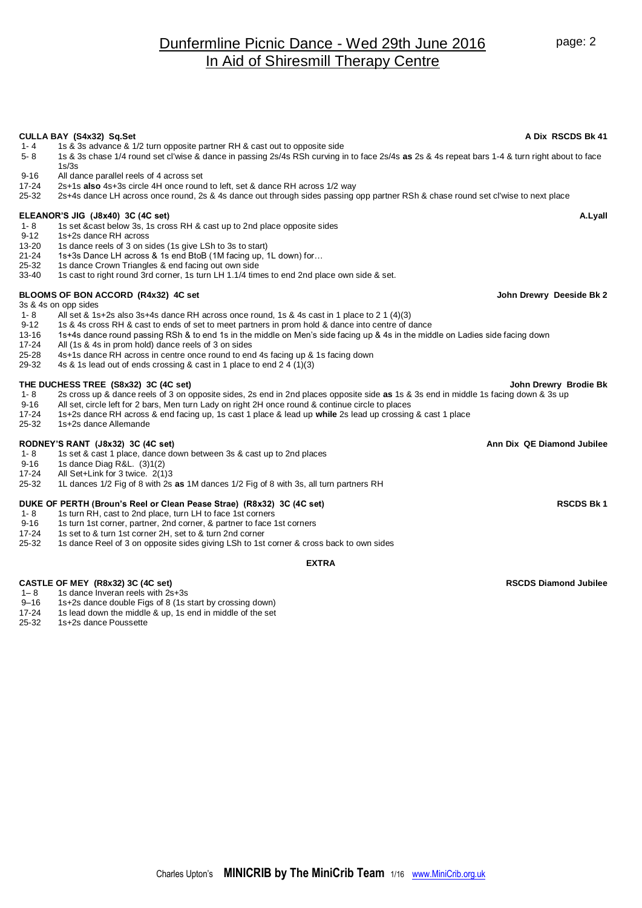# Dunfermline Picnic Dance - Wed 29th June 2016
# In Aid of Shiresmill Therapy Centre

**CULLA BAY (S4x32) Sq.Set** — **A Dix RSCDS Bk 41**

| | |
|---|---|
| 1- 4 | 1s & 3s advance & 1/2 turn opposite partner RH & cast out to opposite side |
| 5- 8 | 1s & 3s chase 1/4 round set cl'wise & dance in passing 2s/4s RSh curving in to face 2s/4s **as** 2s & 4s repeat bars 1-4 & turn right about to face 1s/3s |
| 9-16 | All dance parallel reels of 4 across set |
| 17-24 | 2s+1s **also** 4s+3s circle 4H once round to left, set & dance RH across 1/2 way |
| 25-32 | 2s+4s dance LH across once round, 2s & 4s dance out through sides passing opp partner RSh & chase round set cl'wise to next place |

**ELEANOR'S JIG (J8x40) 3C (4C set)** — **A.Lyall**

| | |
|---|---|
| 1- 8 | 1s set &cast below 3s, 1s cross RH & cast up to 2nd place opposite sides |
| 9-12 | 1s+2s dance RH across |
| 13-20 | 1s dance reels of 3 on sides (1s give LSh to 3s to start) |
| 21-24 | 1s+3s Dance LH across & 1s end BtoB (1M facing up, 1L down) for… |
| 25-32 | 1s dance Crown Triangles & end facing out own side |
| 33-40 | 1s cast to right round 3rd corner, 1s turn LH 1.1/4 times to end 2nd place own side & set. |

**BLOOMS OF BON ACCORD (R4x32) 4C set** — **John Drewry Deeside Bk 2**

3s & 4s on opp sides

| | |
|---|---|
| 1- 8 | All set & 1s+2s also 3s+4s dance RH across once round, 1s & 4s cast in 1 place to 2 1 (4)(3) |
| 9-12 | 1s & 4s cross RH & cast to ends of set to meet partners in prom hold & dance into centre of dance |
| 13-16 | 1s+4s dance round passing RSh & to end 1s in the middle on Men's side facing up & 4s in the middle on Ladies side facing down |
| 17-24 | All (1s & 4s in prom hold) dance reels of 3 on sides |
| 25-28 | 4s+1s dance RH across in centre once round to end 4s facing up & 1s facing down |
| 29-32 | 4s & 1s lead out of ends crossing & cast in 1 place to end 2 4 (1)(3) |

**THE DUCHESS TREE (S8x32) 3C (4C set)** — **John Drewry Brodie Bk**

| | |
|---|---|
| 1- 8 | 2s cross up & dance reels of 3 on opposite sides, 2s end in 2nd places opposite side **as** 1s & 3s end in middle 1s facing down & 3s up |
| 9-16 | All set, circle left for 2 bars, Men turn Lady on right 2H once round & continue circle to places |
| 17-24 | 1s+2s dance RH across & end facing up, 1s cast 1 place & lead up **while** 2s lead up crossing & cast 1 place |
| 25-32 | 1s+2s dance Allemande |

**RODNEY'S RANT (J8x32) 3C (4C set)** — **Ann Dix QE Diamond Jubilee**

| | |
|---|---|
| 1- 8 | 1s set & cast 1 place, dance down between 3s & cast up to 2nd places |
| 9-16 | 1s dance Diag R&L. (3)1(2) |
| 17-24 | All Set+Link for 3 twice. 2(1)3 |
| 25-32 | 1L dances 1/2 Fig of 8 with 2s **as** 1M dances 1/2 Fig of 8 with 3s, all turn partners RH |

**DUKE OF PERTH (Broun's Reel or Clean Pease Strae) (R8x32) 3C (4C set)** — **RSCDS Bk 1**

| | |
|---|---|
| 1- 8 | 1s turn RH, cast to 2nd place, turn LH to face 1st corners |
| 9-16 | 1s turn 1st corner, partner, 2nd corner, & partner to face 1st corners |
| 17-24 | 1s set to & turn 1st corner 2H, set to & turn 2nd corner |
| 25-32 | 1s dance Reel of 3 on opposite sides giving LSh to 1st corner & cross back to own sides |

**EXTRA**

**CASTLE OF MEY (R8x32) 3C (4C set)** — **RSCDS Diamond Jubilee**

| | |
|---|---|
| 1– 8 | 1s dance Inveran reels with 2s+3s |
| 9–16 | 1s+2s dance double Figs of 8 (1s start by crossing down) |
| 17-24 | 1s lead down the middle & up, 1s end in middle of the set |
| 25-32 | 1s+2s dance Poussette |